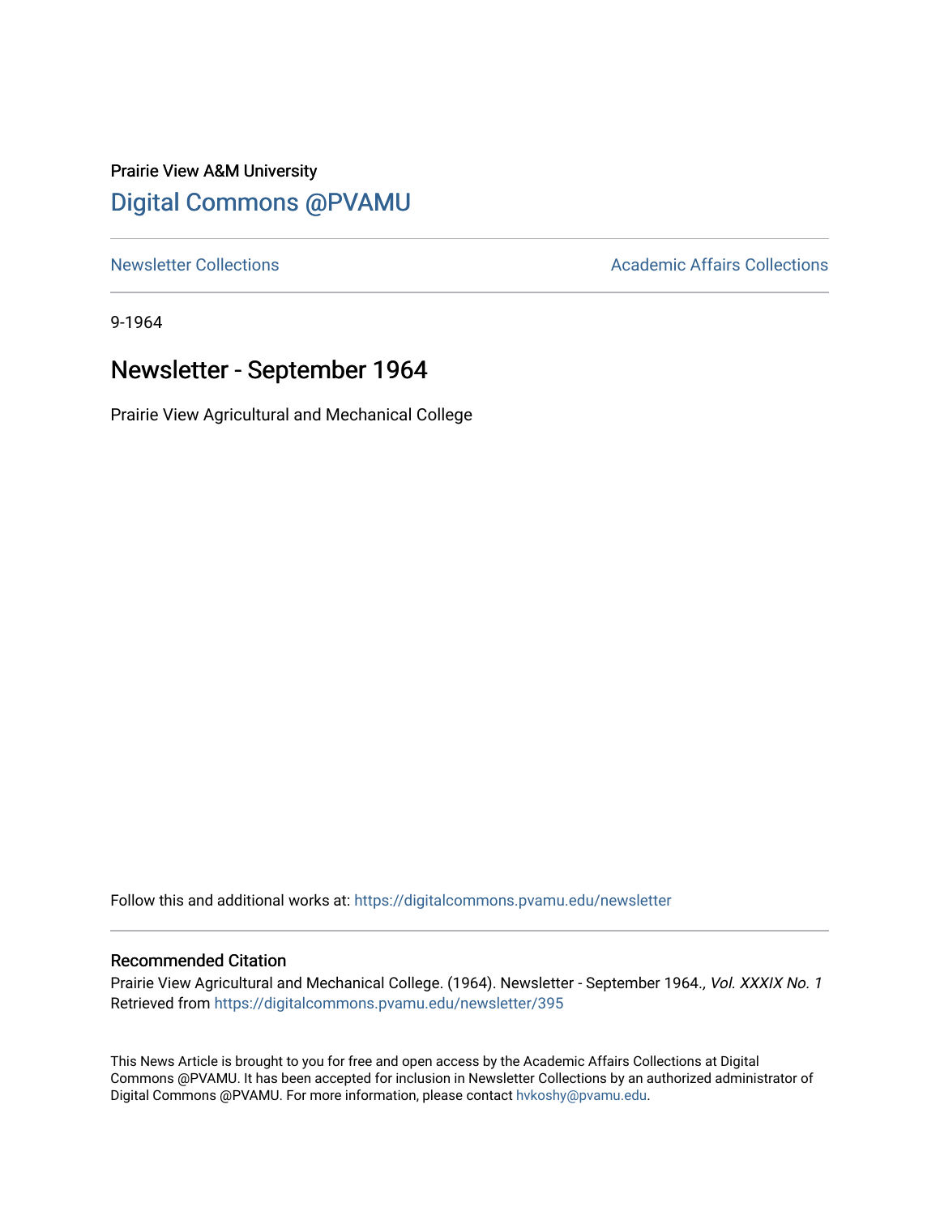Prairie View A&M University

# Digital Commons @PVAMU

Newsletter Collections | Academic Affairs Collections

9-1964

## Newsletter - September 1964

Prairie View Agricultural and Mechanical College

Follow this and additional works at: https://digitalcommons.pvamu.edu/newsletter

### Recommended Citation

Prairie View Agricultural and Mechanical College. (1964). Newsletter - September 1964., *Vol. XXXIX No. 1* Retrieved from https://digitalcommons.pvamu.edu/newsletter/395

This News Article is brought to you for free and open access by the Academic Affairs Collections at Digital Commons @PVAMU. It has been accepted for inclusion in Newsletter Collections by an authorized administrator of Digital Commons @PVAMU. For more information, please contact hvkoshy@pvamu.edu.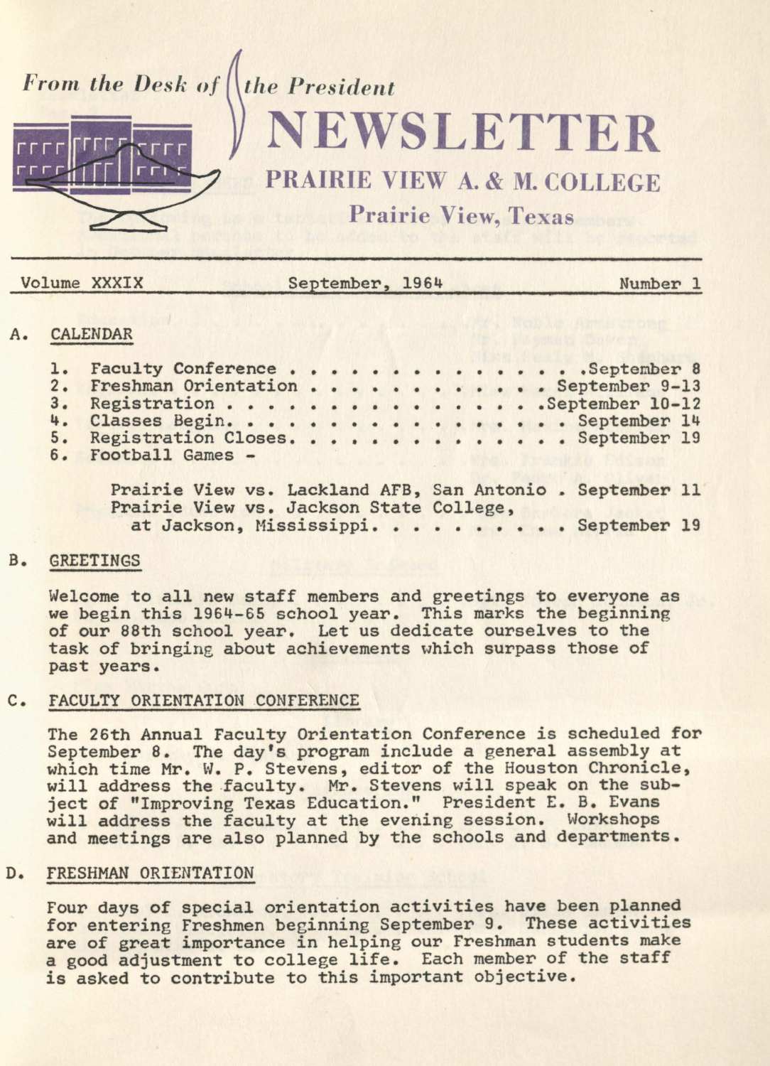*From the Desk of the President*

# NEWSLETTER

## PRAIRIE VIEW A. & M. COLLEGE

### Prairie View, Texas

Volume XXXIX | September, 1964 | Number 1

## A. CALENDAR

1. Faculty Conference . . . . . . . . . . . . . . . . .September 8
2. Freshman Orientation . . . . . . . . . . . . . . September 9-13
3. Registration . . . . . . . . . . . . . . . . . . .September 10-12
4. Classes Begin. . . . . . . . . . . . . . . . . . . September 14
5. Registration Closes. . . . . . . . . . . . . . . . September 19
6. Football Games -

   Prairie View vs. Lackland AFB, San Antonio . September 11
   Prairie View vs. Jackson State College, at Jackson, Mississippi. . . . . . . . . . September 19

## B. GREETINGS

Welcome to all new staff members and greetings to everyone as we begin this 1964-65 school year. This marks the beginning of our 88th school year. Let us dedicate ourselves to the task of bringing about achievements which surpass those of past years.

## C. FACULTY ORIENTATION CONFERENCE

The 26th Annual Faculty Orientation Conference is scheduled for September 8. The day's program include a general assembly at which time Mr. W. P. Stevens, editor of the Houston Chronicle, will address the faculty. Mr. Stevens will speak on the subject of "Improving Texas Education." President E. B. Evans will address the faculty at the evening session. Workshops and meetings are also planned by the schools and departments.

## D. FRESHMAN ORIENTATION

Four days of special orientation activities have been planned for entering Freshmen beginning September 9. These activities are of great importance in helping our Freshman students make a good adjustment to college life. Each member of the staff is asked to contribute to this important objective.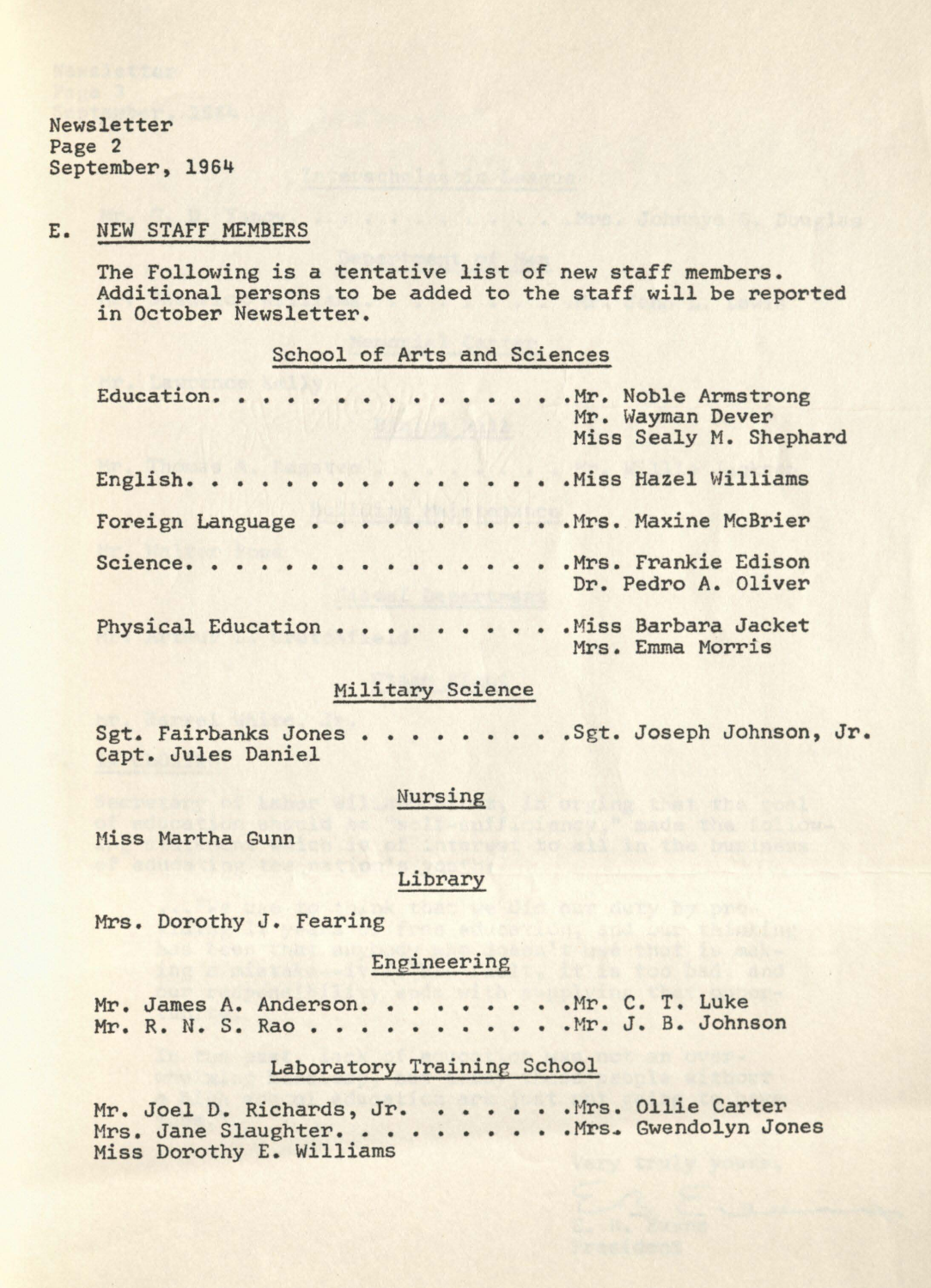Newsletter
Page 2
September, 1964

## E. NEW STAFF MEMBERS

The Following is a tentative list of new staff members. Additional persons to be added to the staff will be reported in October Newsletter.

### School of Arts and Sciences

Education. . . . . . . . . . . . . . . . .Mr. Noble Armstrong
Mr. Wayman Dever
Miss Sealy M. Shephard

English. . . . . . . . . . . . . . . . . .Miss Hazel Williams

Foreign Language . . . . . . . . . . .Mrs. Maxine McBrier

Science. . . . . . . . . . . . . . . . . .Mrs. Frankie Edison
Dr. Pedro A. Oliver

Physical Education . . . . . . . . . .Miss Barbara Jacket
Mrs. Emma Morris

### Military Science

Sgt. Fairbanks Jones . . . . . . . . . .Sgt. Joseph Johnson, Jr.
Capt. Jules Daniel

### Nursing

Miss Martha Gunn

### Library

Mrs. Dorothy J. Fearing

### Engineering

Mr. James A. Anderson. . . . . . . . .Mr. C. T. Luke
Mr. R. N. S. Rao . . . . . . . . . . . .Mr. J. B. Johnson

### Laboratory Training School

Mr. Joel D. Richards, Jr. . . . . . .Mrs. Ollie Carter
Mrs. Jane Slaughter. . . . . . . . . .Mrs. Gwendolyn Jones
Miss Dorothy E. Williams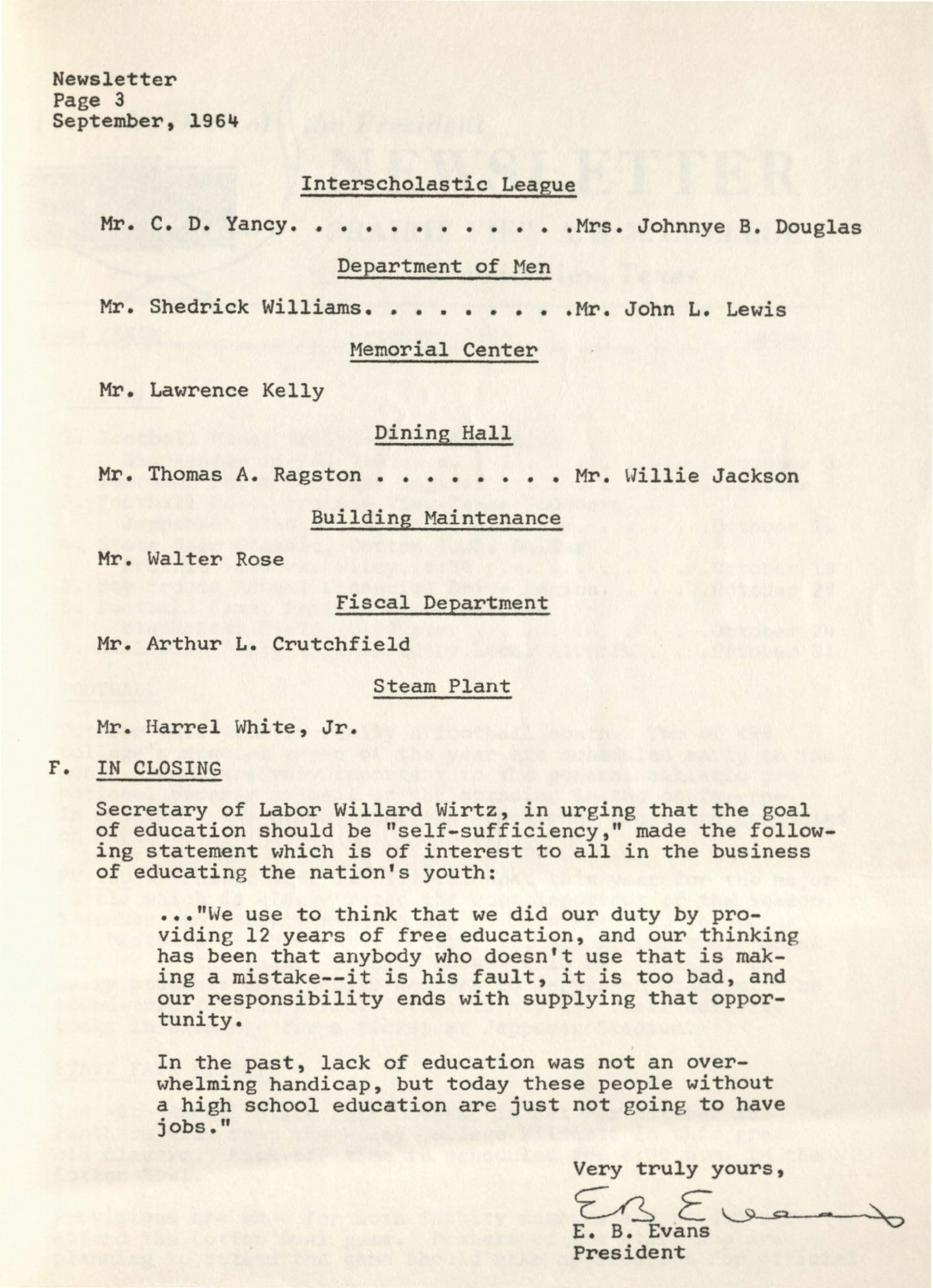Newsletter
Page 3
September, 1964

Interscholastic League

Mr. C. D. Yancy. . . . . . . . . . . . .Mrs. Johnnye B. Douglas

Department of Men

Mr. Shedrick Williams. . . . . . . . . .Mr. John L. Lewis

Memorial Center

Mr. Lawrence Kelly

Dining Hall

Mr. Thomas A. Ragston . . . . . . . . . Mr. Willie Jackson

Building Maintenance

Mr. Walter Rose

Fiscal Department

Mr. Arthur L. Crutchfield

Steam Plant

Mr. Harrel White, Jr.

F. IN CLOSING

Secretary of Labor Willard Wirtz, in urging that the goal of education should be "self-sufficiency," made the following statement which is of interest to all in the business of educating the nation's youth:

> ..."We use to think that we did our duty by providing 12 years of free education, and our thinking has been that anybody who doesn't use that is making a mistake--it is his fault, it is too bad, and our responsibility ends with supplying that opportunity.
>
> In the past, lack of education was not an overwhelming handicap, but today these people without a high school education are just not going to have jobs."

Very truly yours,

E. B. Evans
President